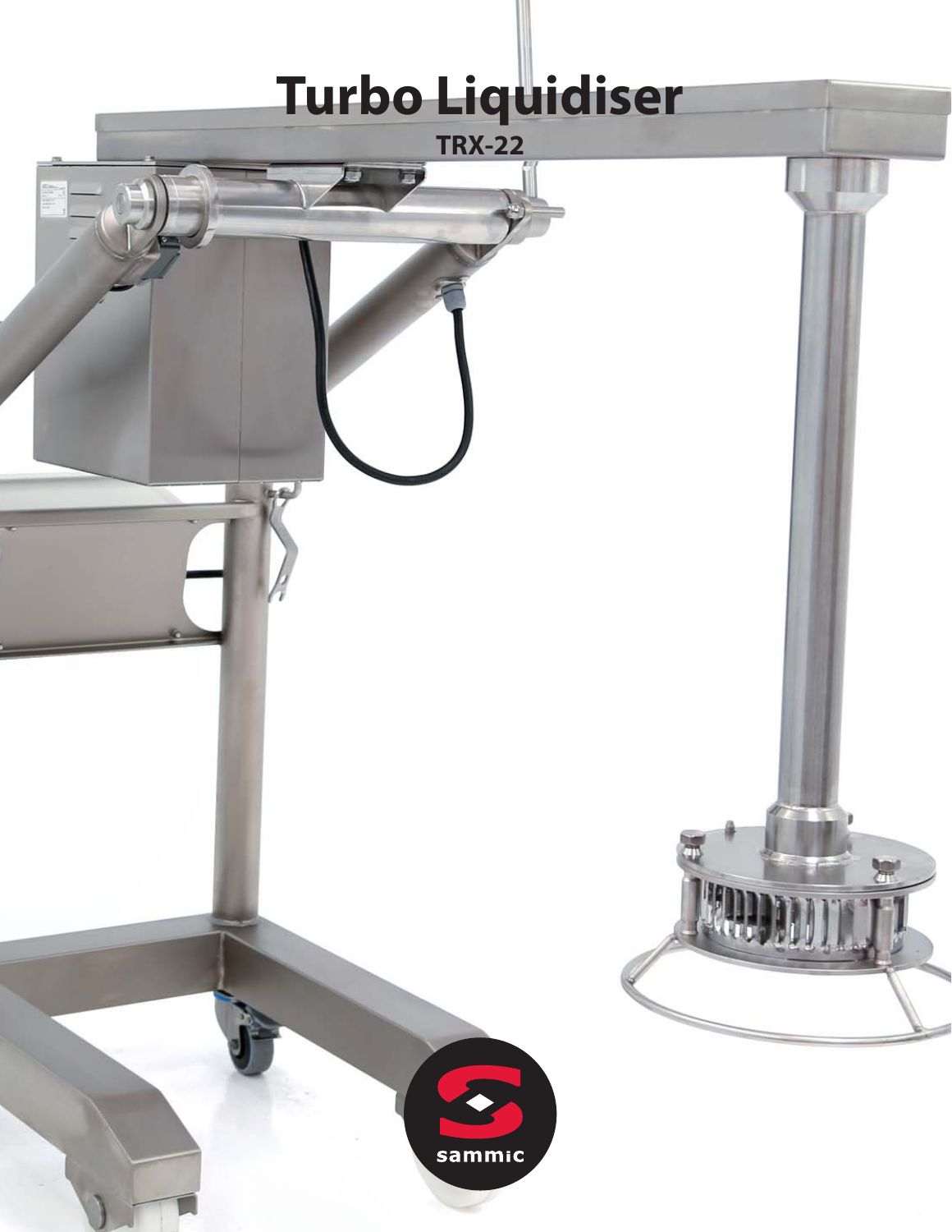# Turbo Liquidiser

## TRX-22

sammic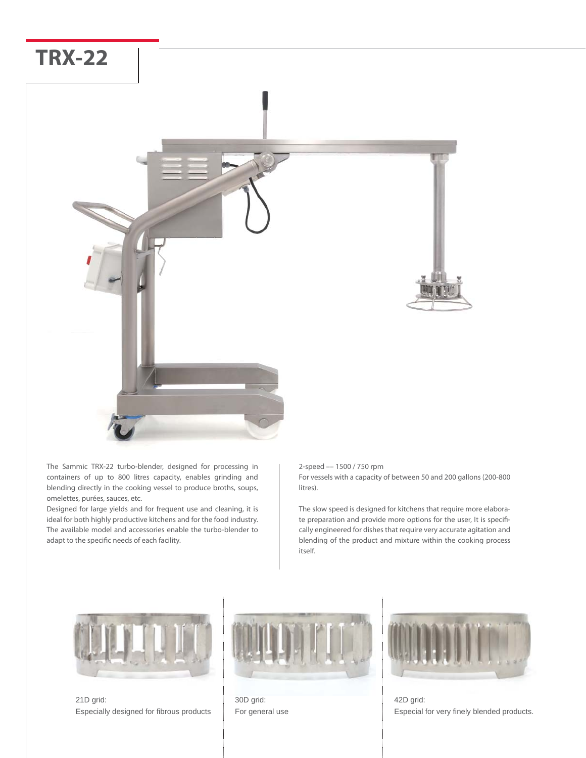# TRX-22

The Sammic TRX-22 turbo-blender, designed for processing in containers of up to 800 litres capacity, enables grinding and blending directly in the cooking vessel to produce broths, soups, omelettes, purées, sauces, etc.

Designed for large yields and for frequent use and cleaning, it is ideal for both highly productive kitchens and for the food industry. The available model and accessories enable the turbo-blender to adapt to the specific needs of each facility.

2-speed –– 1500 / 750 rpm

For vessels with a capacity of between 50 and 200 gallons (200-800 litres).

The slow speed is designed for kitchens that require more elaborate preparation and provide more options for the user, It is specifically engineered for dishes that require very accurate agitation and blending of the product and mixture within the cooking process itself.

21D grid:
Especially designed for fibrous products

30D grid:
For general use

42D grid:
Especial for very finely blended products.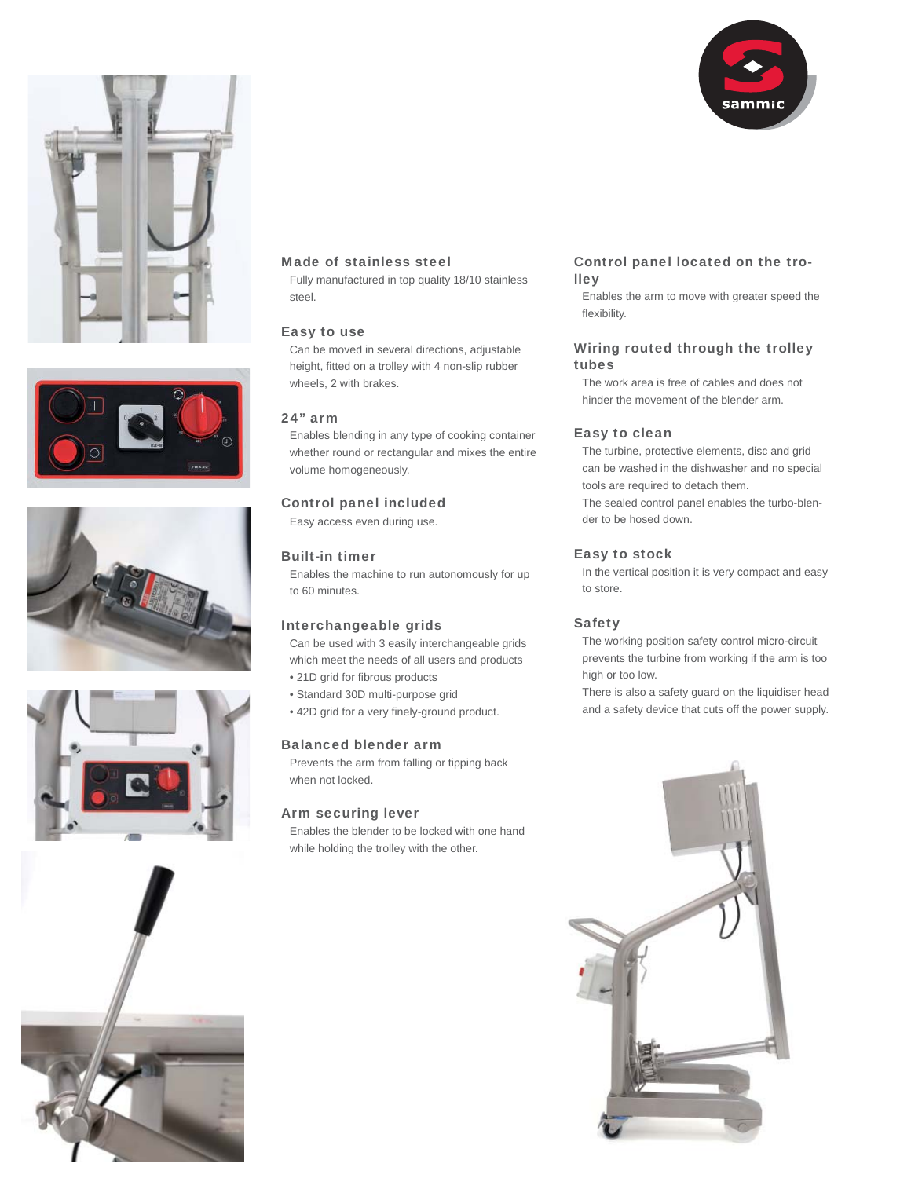### Made of stainless steel

Fully manufactured in top quality 18/10 stainless steel.

### Easy to use

Can be moved in several directions, adjustable height, fitted on a trolley with 4 non-slip rubber wheels, 2 with brakes.

### 24" arm

Enables blending in any type of cooking container whether round or rectangular and mixes the entire volume homogeneously.

### Control panel included

Easy access even during use.

### Built-in timer

Enables the machine to run autonomously for up to 60 minutes.

### Interchangeable grids

Can be used with 3 easily interchangeable grids which meet the needs of all users and products

- 21D grid for fibrous products
- Standard 30D multi-purpose grid
- 42D grid for a very finely-ground product.

### Balanced blender arm

Prevents the arm from falling or tipping back when not locked.

### Arm securing lever

Enables the blender to be locked with one hand while holding the trolley with the other.

### Control panel located on the trolley

Enables the arm to move with greater speed the flexibility.

### Wiring routed through the trolley tubes

The work area is free of cables and does not hinder the movement of the blender arm.

### Easy to clean

The turbine, protective elements, disc and grid can be washed in the dishwasher and no special tools are required to detach them.

The sealed control panel enables the turbo-blender to be hosed down.

### Easy to stock

In the vertical position it is very compact and easy to store.

### Safety

The working position safety control micro-circuit prevents the turbine from working if the arm is too high or too low.

There is also a safety guard on the liquidiser head and a safety device that cuts off the power supply.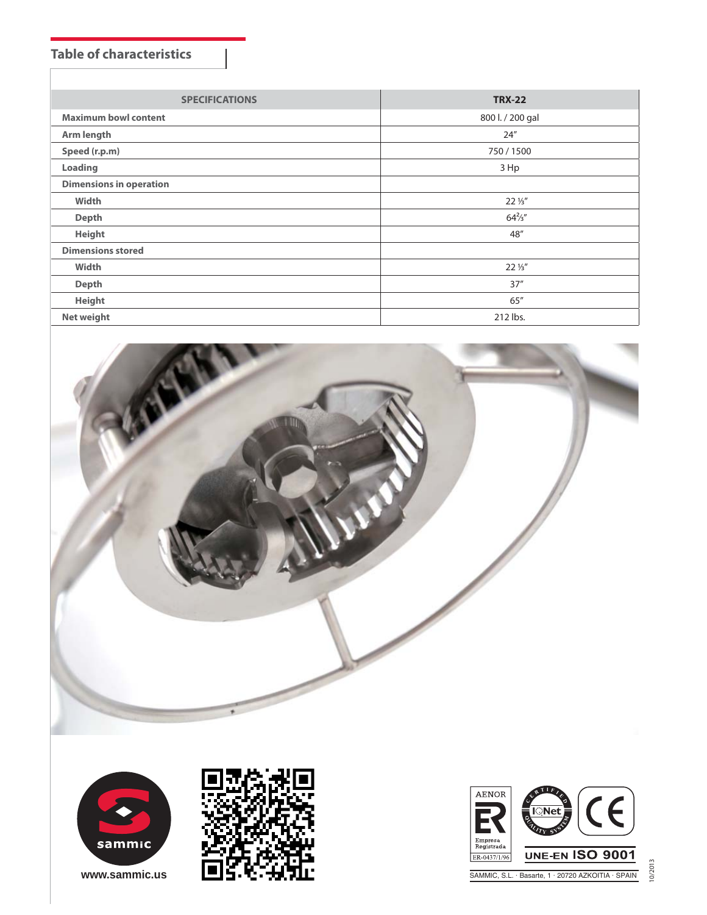## Table of characteristics

| SPECIFICATIONS | TRX-22 |
|---|---|
| **Maximum bowl content** | 800 l. / 200 gal |
| **Arm length** | 24″ |
| **Speed (r.p.m)** | 750 / 1500 |
| **Loading** | 3 Hp |
| **Dimensions in operation** | |
| **Width** | 22 ⅓″ |
| **Depth** | 64⅔″ |
| **Height** | 48″ |
| **Dimensions stored** | |
| **Width** | 22 ⅓″ |
| **Depth** | 37″ |
| **Height** | 65″ |
| **Net weight** | 212 lbs. |

sammic

www.sammic.us

AENOR

Empresa Registrada

ER-0437/1/96

CERTIFIED IQNet QUALITY SYSTEM

CE

UNE-EN ISO 9001

SAMMIC, S.L. · Basarte, 1 · 20720 AZKOITIA · SPAIN

10/2013